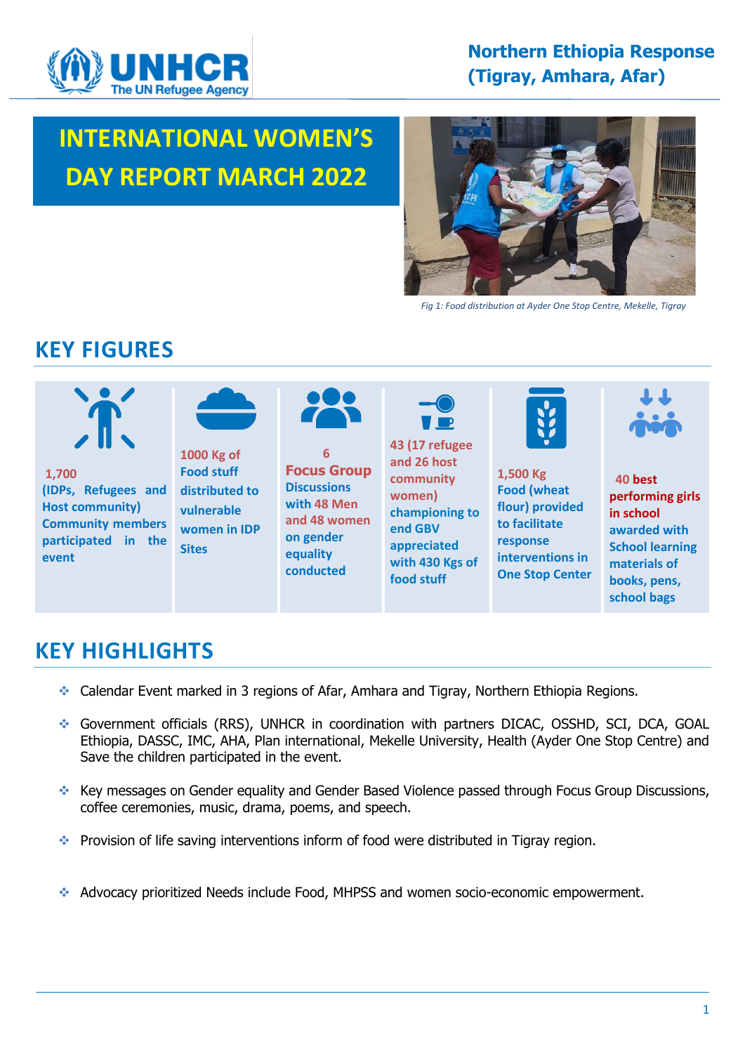**Northern Ethiopia Response (Tigray, Amhara, Afar)**

# INTERNATIONAL WOMEN'S DAY REPORT MARCH 2022

*Fig 1: Food distribution at Ayder One Stop Centre, Mekelle, Tigray*

## KEY FIGURES

- **1,700 (IDPs, Refugees and Host community) Community members participated in the event**
- **1000 Kg of Food stuff distributed to vulnerable women in IDP Sites**
- **6 Focus Group Discussions with 48 Men and 48 women on gender equality conducted**
- **43 (17 refugee and 26 host community women) championing to end GBV appreciated with 430 Kgs of food stuff**
- **1,500 Kg Food (wheat flour) provided to facilitate response interventions in One Stop Center**
- **40 best performing girls in school awarded with School learning materials of books, pens, school bags**

## KEY HIGHLIGHTS

- Calendar Event marked in 3 regions of Afar, Amhara and Tigray, Northern Ethiopia Regions.
- Government officials (RRS), UNHCR in coordination with partners DICAC, OSSHD, SCI, DCA, GOAL Ethiopia, DASSC, IMC, AHA, Plan international, Mekelle University, Health (Ayder One Stop Centre) and Save the children participated in the event.
- Key messages on Gender equality and Gender Based Violence passed through Focus Group Discussions, coffee ceremonies, music, drama, poems, and speech.
- Provision of life saving interventions inform of food were distributed in Tigray region.
- Advocacy prioritized Needs include Food, MHPSS and women socio-economic empowerment.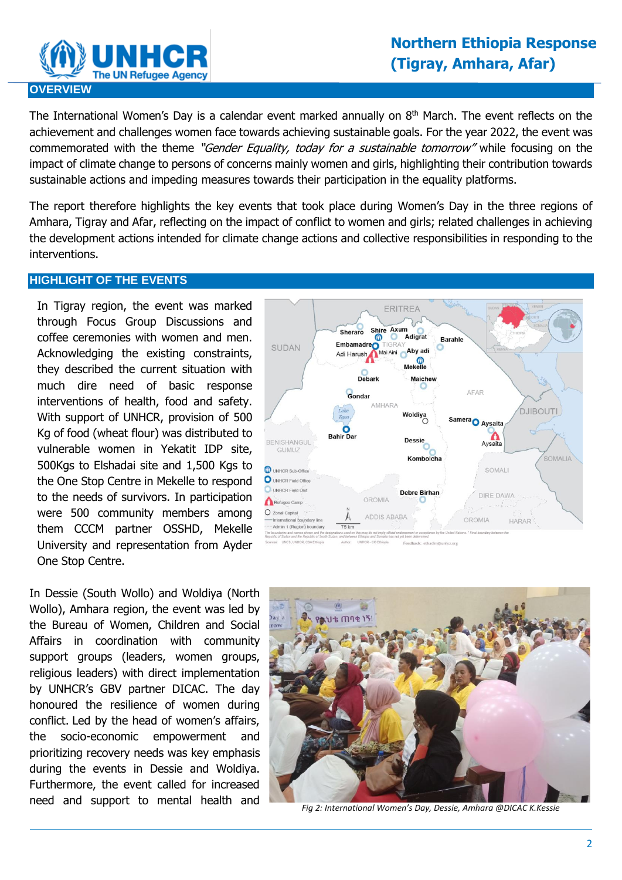# Northern Ethiopia Response (Tigray, Amhara, Afar)

## OVERVIEW

The International Women's Day is a calendar event marked annually on 8th March. The event reflects on the achievement and challenges women face towards achieving sustainable goals. For the year 2022, the event was commemorated with the theme *"Gender Equality, today for a sustainable tomorrow"* while focusing on the impact of climate change to persons of concerns mainly women and girls, highlighting their contribution towards sustainable actions and impeding measures towards their participation in the equality platforms.

The report therefore highlights the key events that took place during Women's Day in the three regions of Amhara, Tigray and Afar, reflecting on the impact of conflict to women and girls; related challenges in achieving the development actions intended for climate change actions and collective responsibilities in responding to the interventions.

## HIGHLIGHT OF THE EVENTS

In Tigray region, the event was marked through Focus Group Discussions and coffee ceremonies with women and men. Acknowledging the existing constraints, they described the current situation with much dire need of basic response interventions of health, food and safety. With support of UNHCR, provision of 500 Kg of food (wheat flour) was distributed to vulnerable women in Yekatit IDP site, 500Kgs to Elshadai site and 1,500 Kgs to the One Stop Centre in Mekelle to respond to the needs of survivors. In participation were 500 community members among them CCCM partner OSSHD, Mekelle University and representation from Ayder One Stop Centre.

In Dessie (South Wollo) and Woldiya (North Wollo), Amhara region, the event was led by the Bureau of Women, Children and Social Affairs in coordination with community support groups (leaders, women groups, religious leaders) with direct implementation by UNHCR's GBV partner DICAC. The day honoured the resilience of women during conflict. Led by the head of women's affairs, the socio-economic empowerment and prioritizing recovery needs was key emphasis during the events in Dessie and Woldiya. Furthermore, the event called for increased need and support to mental health and

*Fig 2: International Women's Day, Dessie, Amhara @DICAC K.Kessie*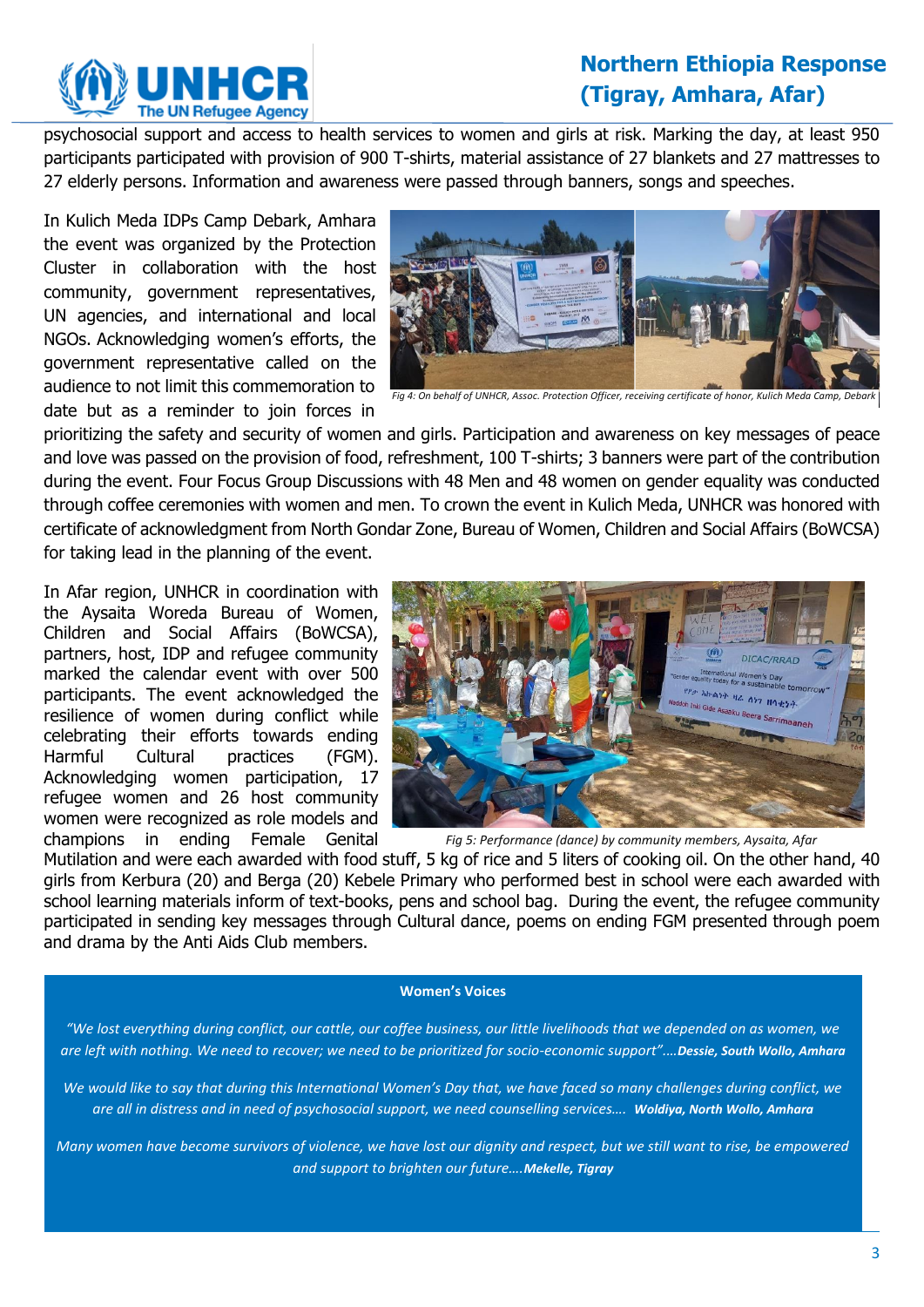psychosocial support and access to health services to women and girls at risk. Marking the day, at least 950 participants participated with provision of 900 T-shirts, material assistance of 27 blankets and 27 mattresses to 27 elderly persons. Information and awareness were passed through banners, songs and speeches.

In Kulich Meda IDPs Camp Debark, Amhara the event was organized by the Protection Cluster in collaboration with the host community, government representatives, UN agencies, and international and local NGOs. Acknowledging women's efforts, the government representative called on the audience to not limit this commemoration to date but as a reminder to join forces in prioritizing the safety and security of women and girls. Participation and awareness on key messages of peace and love was passed on the provision of food, refreshment, 100 T-shirts; 3 banners were part of the contribution during the event. Four Focus Group Discussions with 48 Men and 48 women on gender equality was conducted through coffee ceremonies with women and men. To crown the event in Kulich Meda, UNHCR was honored with certificate of acknowledgment from North Gondar Zone, Bureau of Women, Children and Social Affairs (BoWCSA) for taking lead in the planning of the event.

*Fig 4: On behalf of UNHCR, Assoc. Protection Officer, receiving certificate of honor, Kulich Meda Camp, Debark*

In Afar region, UNHCR in coordination with the Aysaita Woreda Bureau of Women, Children and Social Affairs (BoWCSA), partners, host, IDP and refugee community marked the calendar event with over 500 participants. The event acknowledged the resilience of women during conflict while celebrating their efforts towards ending Harmful Cultural practices (FGM). Acknowledging women participation, 17 refugee women and 26 host community women were recognized as role models and champions in ending Female Genital Mutilation and were each awarded with food stuff, 5 kg of rice and 5 liters of cooking oil. On the other hand, 40 girls from Kerbura (20) and Berga (20) Kebele Primary who performed best in school were each awarded with school learning materials inform of text-books, pens and school bag. During the event, the refugee community participated in sending key messages through Cultural dance, poems on ending FGM presented through poem and drama by the Anti Aids Club members.

*Fig 5: Performance (dance) by community members, Aysaita, Afar*

**Women's Voices**

*"We lost everything during conflict, our cattle, our coffee business, our little livelihoods that we depended on as women, we are left with nothing. We need to recover; we need to be prioritized for socio-economic support"….* ***Dessie, South Wollo, Amhara***

*We would like to say that during this International Women's Day that, we have faced so many challenges during conflict, we are all in distress and in need of psychosocial support, we need counselling services….* ***Woldiya, North Wollo, Amhara***

*Many women have become survivors of violence, we have lost our dignity and respect, but we still want to rise, be empowered and support to brighten our future….* ***Mekelle, Tigray***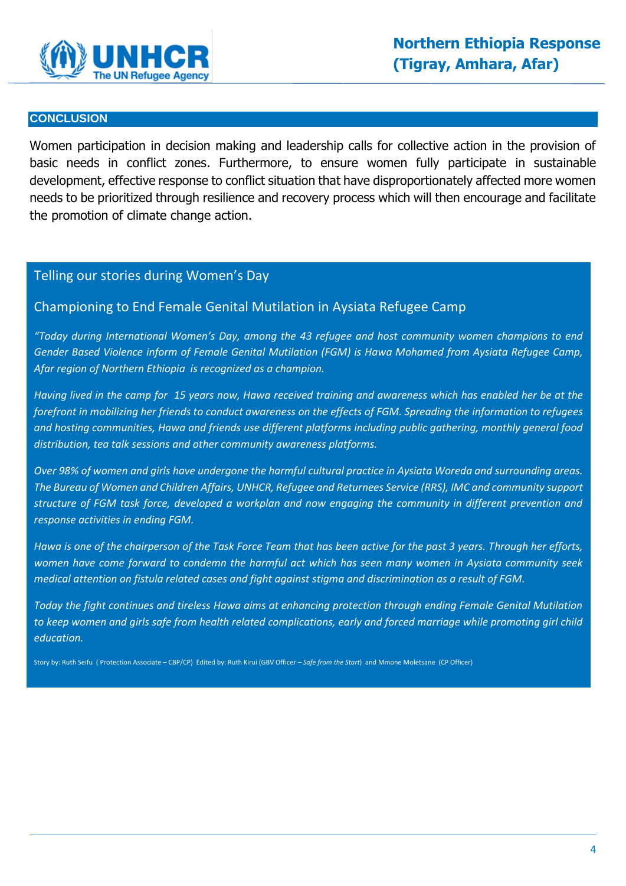## CONCLUSION

Women participation in decision making and leadership calls for collective action in the provision of basic needs in conflict zones. Furthermore, to ensure women fully participate in sustainable development, effective response to conflict situation that have disproportionately affected more women needs to be prioritized through resilience and recovery process which will then encourage and facilitate the promotion of climate change action.

## Telling our stories during Women's Day

### Championing to End Female Genital Mutilation in Aysiata Refugee Camp

*"Today during International Women's Day, among the 43 refugee and host community women champions to end Gender Based Violence inform of Female Genital Mutilation (FGM) is Hawa Mohamed from Aysiata Refugee Camp, Afar region of Northern Ethiopia is recognized as a champion.*

*Having lived in the camp for 15 years now, Hawa received training and awareness which has enabled her be at the forefront in mobilizing her friends to conduct awareness on the effects of FGM. Spreading the information to refugees and hosting communities, Hawa and friends use different platforms including public gathering, monthly general food distribution, tea talk sessions and other community awareness platforms.*

*Over 98% of women and girls have undergone the harmful cultural practice in Aysiata Woreda and surrounding areas. The Bureau of Women and Children Affairs, UNHCR, Refugee and Returnees Service (RRS), IMC and community support structure of FGM task force, developed a workplan and now engaging the community in different prevention and response activities in ending FGM.*

*Hawa is one of the chairperson of the Task Force Team that has been active for the past 3 years. Through her efforts, women have come forward to condemn the harmful act which has seen many women in Aysiata community seek medical attention on fistula related cases and fight against stigma and discrimination as a result of FGM.*

*Today the fight continues and tireless Hawa aims at enhancing protection through ending Female Genital Mutilation to keep women and girls safe from health related complications, early and forced marriage while promoting girl child education.*

Story by: Ruth Seifu ( Protection Associate – CBP/CP) Edited by: Ruth Kirui (GBV Officer – *Safe from the Start*) and Mmone Moletsane (CP Officer)